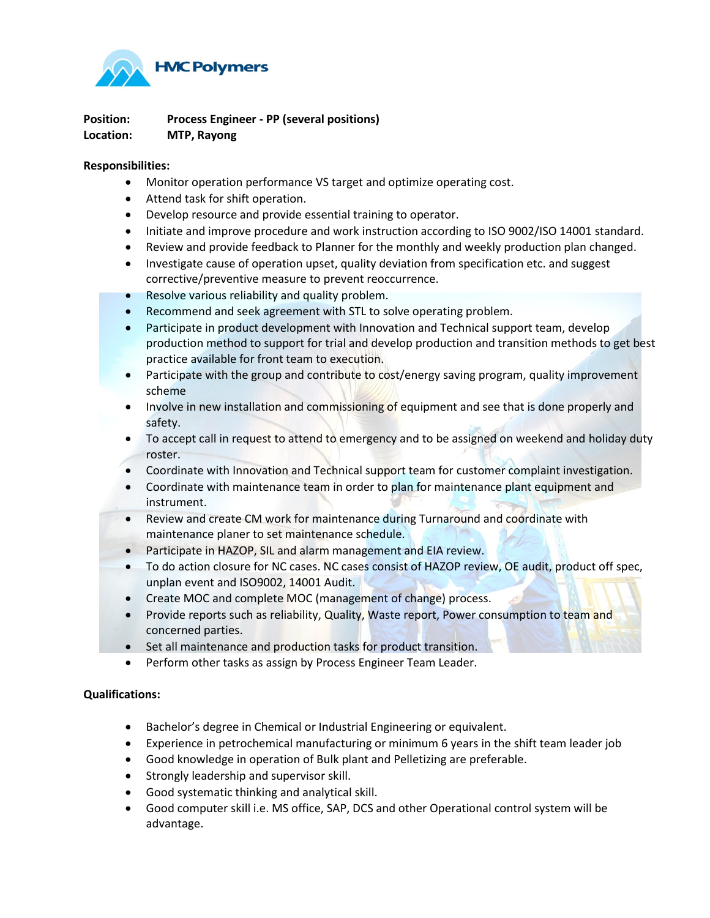HMC Polymers

**Position:** **Process Engineer - PP (several positions)**
**Location:** **MTP, Rayong**

**Responsibilities:**

- Monitor operation performance VS target and optimize operating cost.
- Attend task for shift operation.
- Develop resource and provide essential training to operator.
- Initiate and improve procedure and work instruction according to ISO 9002/ISO 14001 standard.
- Review and provide feedback to Planner for the monthly and weekly production plan changed.
- Investigate cause of operation upset, quality deviation from specification etc. and suggest corrective/preventive measure to prevent reoccurrence.
- Resolve various reliability and quality problem.
- Recommend and seek agreement with STL to solve operating problem.
- Participate in product development with Innovation and Technical support team, develop production method to support for trial and develop production and transition methods to get best practice available for front team to execution.
- Participate with the group and contribute to cost/energy saving program, quality improvement scheme
- Involve in new installation and commissioning of equipment and see that is done properly and safety.
- To accept call in request to attend to emergency and to be assigned on weekend and holiday duty roster.
- Coordinate with Innovation and Technical support team for customer complaint investigation.
- Coordinate with maintenance team in order to plan for maintenance plant equipment and instrument.
- Review and create CM work for maintenance during Turnaround and coordinate with maintenance planer to set maintenance schedule.
- Participate in HAZOP, SIL and alarm management and EIA review.
- To do action closure for NC cases. NC cases consist of HAZOP review, OE audit, product off spec, unplan event and ISO9002, 14001 Audit.
- Create MOC and complete MOC (management of change) process.
- Provide reports such as reliability, Quality, Waste report, Power consumption to team and concerned parties.
- Set all maintenance and production tasks for product transition.
- Perform other tasks as assign by Process Engineer Team Leader.

**Qualifications:**

- Bachelor's degree in Chemical or Industrial Engineering or equivalent.
- Experience in petrochemical manufacturing or minimum 6 years in the shift team leader job
- Good knowledge in operation of Bulk plant and Pelletizing are preferable.
- Strongly leadership and supervisor skill.
- Good systematic thinking and analytical skill.
- Good computer skill i.e. MS office, SAP, DCS and other Operational control system will be advantage.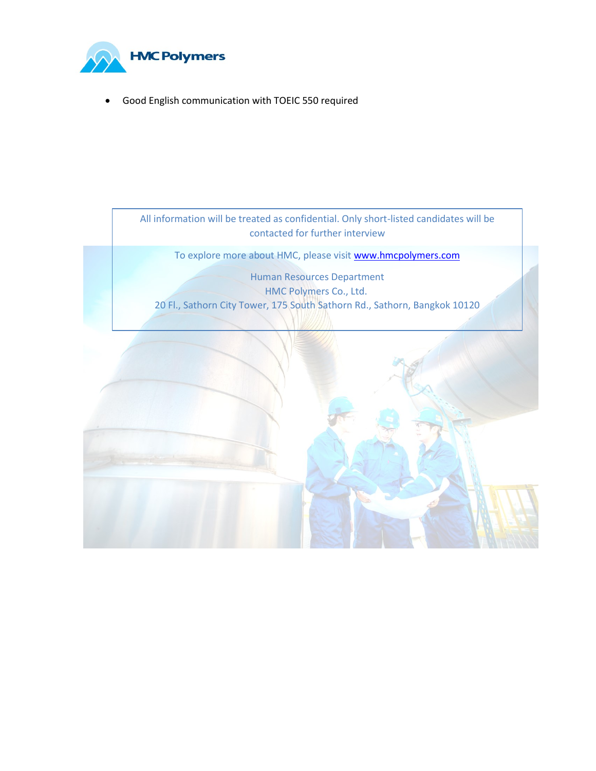- Good English communication with TOEIC 550 required

All information will be treated as confidential. Only short-listed candidates will be contacted for further interview

To explore more about HMC, please visit www.hmcpolymers.com

Human Resources Department
HMC Polymers Co., Ltd.
20 Fl., Sathorn City Tower, 175 South Sathorn Rd., Sathorn, Bangkok 10120